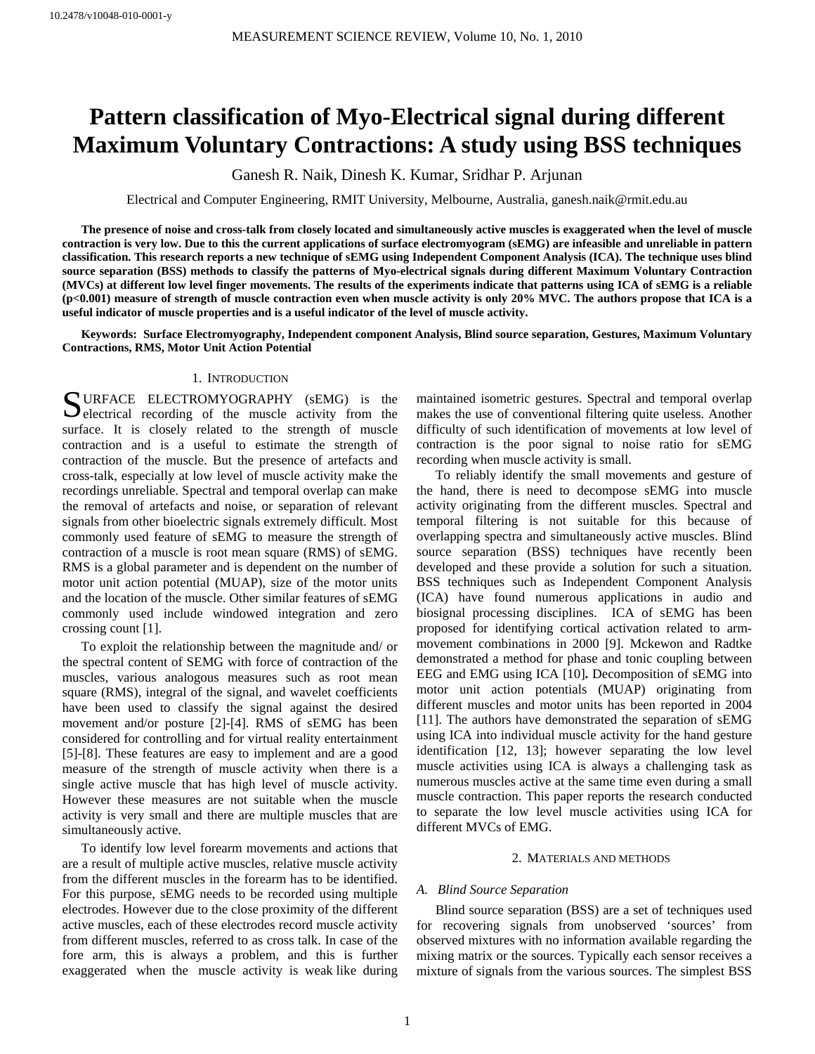# Pattern classification of Myo-Electrical signal during different Maximum Voluntary Contractions: A study using BSS techniques

Ganesh R. Naik, Dinesh K. Kumar, Sridhar P. Arjunan

Electrical and Computer Engineering, RMIT University, Melbourne, Australia, ganesh.naik@rmit.edu.au

**The presence of noise and cross-talk from closely located and simultaneously active muscles is exaggerated when the level of muscle contraction is very low. Due to this the current applications of surface electromyogram (sEMG) are infeasible and unreliable in pattern classification. This research reports a new technique of sEMG using Independent Component Analysis (ICA). The technique uses blind source separation (BSS) methods to classify the patterns of Myo-electrical signals during different Maximum Voluntary Contraction (MVCs) at different low level finger movements. The results of the experiments indicate that patterns using ICA of sEMG is a reliable ($p<0.001$) measure of strength of muscle contraction even when muscle activity is only 20% MVC. The authors propose that ICA is a useful indicator of muscle properties and is a useful indicator of the level of muscle activity.**

**Keywords: Surface Electromyography, Independent component Analysis, Blind source separation, Gestures, Maximum Voluntary Contractions, RMS, Motor Unit Action Potential**

## 1. Introduction

Surface electromyography (sEMG) is the electrical recording of the muscle activity from the surface. It is closely related to the strength of muscle contraction and is a useful to estimate the strength of contraction of the muscle. But the presence of artefacts and cross-talk, especially at low level of muscle activity make the recordings unreliable. Spectral and temporal overlap can make the removal of artefacts and noise, or separation of relevant signals from other bioelectric signals extremely difficult. Most commonly used feature of sEMG to measure the strength of contraction of a muscle is root mean square (RMS) of sEMG. RMS is a global parameter and is dependent on the number of motor unit action potential (MUAP), size of the motor units and the location of the muscle. Other similar features of sEMG commonly used include windowed integration and zero crossing count [1].

To exploit the relationship between the magnitude and/ or the spectral content of SEMG with force of contraction of the muscles, various analogous measures such as root mean square (RMS), integral of the signal, and wavelet coefficients have been used to classify the signal against the desired movement and/or posture [2]-[4]. RMS of sEMG has been considered for controlling and for virtual reality entertainment [5]-[8]. These features are easy to implement and are a good measure of the strength of muscle activity when there is a single active muscle that has high level of muscle activity. However these measures are not suitable when the muscle activity is very small and there are multiple muscles that are simultaneously active.

To identify low level forearm movements and actions that are a result of multiple active muscles, relative muscle activity from the different muscles in the forearm has to be identified. For this purpose, sEMG needs to be recorded using multiple electrodes. However due to the close proximity of the different active muscles, each of these electrodes record muscle activity from different muscles, referred to as cross talk. In case of the fore arm, this is always a problem, and this is further exaggerated when the muscle activity is weak like during maintained isometric gestures. Spectral and temporal overlap makes the use of conventional filtering quite useless. Another difficulty of such identification of movements at low level of contraction is the poor signal to noise ratio for sEMG recording when muscle activity is small.

To reliably identify the small movements and gesture of the hand, there is need to decompose sEMG into muscle activity originating from the different muscles. Spectral and temporal filtering is not suitable for this because of overlapping spectra and simultaneously active muscles. Blind source separation (BSS) techniques have recently been developed and these provide a solution for such a situation. BSS techniques such as Independent Component Analysis (ICA) have found numerous applications in audio and biosignal processing disciplines. ICA of sEMG has been proposed for identifying cortical activation related to arm-movement combinations in 2000 [9]. Mckewon and Radtke demonstrated a method for phase and tonic coupling between EEG and EMG using ICA [10]**.** Decomposition of sEMG into motor unit action potentials (MUAP) originating from different muscles and motor units has been reported in 2004 [11]. The authors have demonstrated the separation of sEMG using ICA into individual muscle activity for the hand gesture identification [12, 13]; however separating the low level muscle activities using ICA is always a challenging task as numerous muscles active at the same time even during a small muscle contraction. This paper reports the research conducted to separate the low level muscle activities using ICA for different MVCs of EMG.

## 2. Materials and methods

### A. Blind Source Separation

Blind source separation (BSS) are a set of techniques used for recovering signals from unobserved 'sources' from observed mixtures with no information available regarding the mixing matrix or the sources. Typically each sensor receives a mixture of signals from the various sources. The simplest BSS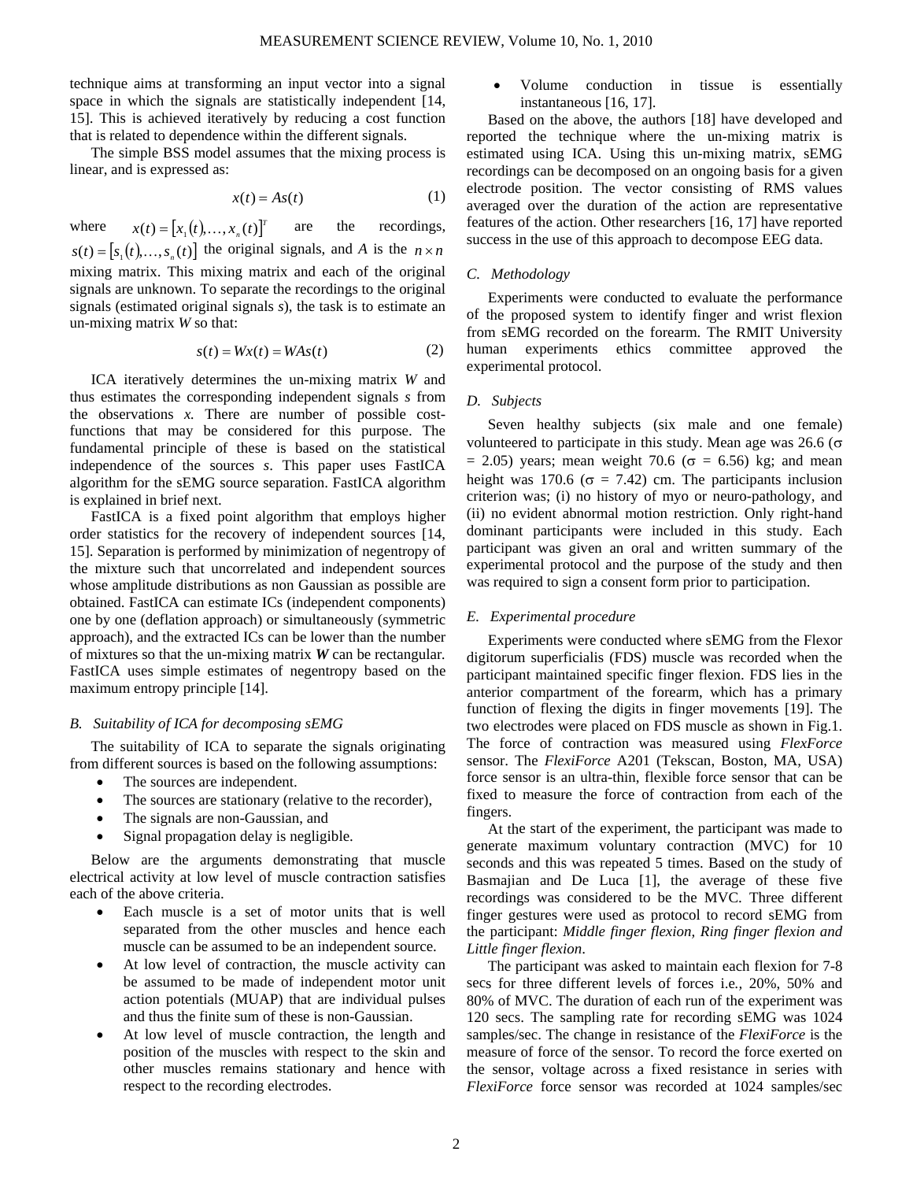technique aims at transforming an input vector into a signal space in which the signals are statistically independent [14, 15]. This is achieved iteratively by reducing a cost function that is related to dependence within the different signals.

The simple BSS model assumes that the mixing process is linear, and is expressed as:

$$x(t) = As(t) \tag{1}$$

where $x(t) = [x_1(t), \ldots, x_n(t)]^T$ are the recordings, $s(t) = [s_1(t), \ldots, s_n(t)]$ the original signals, and $A$ is the $n \times n$ mixing matrix. This mixing matrix and each of the original signals are unknown. To separate the recordings to the original signals (estimated original signals *s*), the task is to estimate an un-mixing matrix *W* so that:

$$s(t) = Wx(t) = WAs(t) \tag{2}$$

ICA iteratively determines the un-mixing matrix *W* and thus estimates the corresponding independent signals *s* from the observations *x.* There are number of possible cost-functions that may be considered for this purpose. The fundamental principle of these is based on the statistical independence of the sources *s*. This paper uses FastICA algorithm for the sEMG source separation. FastICA algorithm is explained in brief next.

FastICA is a fixed point algorithm that employs higher order statistics for the recovery of independent sources [14, 15]. Separation is performed by minimization of negentropy of the mixture such that uncorrelated and independent sources whose amplitude distributions as non Gaussian as possible are obtained. FastICA can estimate ICs (independent components) one by one (deflation approach) or simultaneously (symmetric approach), and the extracted ICs can be lower than the number of mixtures so that the un-mixing matrix ***W*** can be rectangular. FastICA uses simple estimates of negentropy based on the maximum entropy principle [14].

### *B. Suitability of ICA for decomposing sEMG*

The suitability of ICA to separate the signals originating from different sources is based on the following assumptions:

- The sources are independent.
- The sources are stationary (relative to the recorder),
- The signals are non-Gaussian, and
- Signal propagation delay is negligible.

Below are the arguments demonstrating that muscle electrical activity at low level of muscle contraction satisfies each of the above criteria.

- Each muscle is a set of motor units that is well separated from the other muscles and hence each muscle can be assumed to be an independent source.
- At low level of contraction, the muscle activity can be assumed to be made of independent motor unit action potentials (MUAP) that are individual pulses and thus the finite sum of these is non-Gaussian.
- At low level of muscle contraction, the length and position of the muscles with respect to the skin and other muscles remains stationary and hence with respect to the recording electrodes.
- Volume conduction in tissue is essentially instantaneous [16, 17].

Based on the above, the authors [18] have developed and reported the technique where the un-mixing matrix is estimated using ICA. Using this un-mixing matrix, sEMG recordings can be decomposed on an ongoing basis for a given electrode position. The vector consisting of RMS values averaged over the duration of the action are representative features of the action. Other researchers [16, 17] have reported success in the use of this approach to decompose EEG data.

### *C. Methodology*

Experiments were conducted to evaluate the performance of the proposed system to identify finger and wrist flexion from sEMG recorded on the forearm. The RMIT University human experiments ethics committee approved the experimental protocol.

### *D. Subjects*

Seven healthy subjects (six male and one female) volunteered to participate in this study. Mean age was 26.6 ($\sigma$ = 2.05) years; mean weight 70.6 ($\sigma$ = 6.56) kg; and mean height was 170.6 ($\sigma$ = 7.42) cm. The participants inclusion criterion was; (i) no history of myo or neuro-pathology, and (ii) no evident abnormal motion restriction. Only right-hand dominant participants were included in this study. Each participant was given an oral and written summary of the experimental protocol and the purpose of the study and then was required to sign a consent form prior to participation.

### *E. Experimental procedure*

Experiments were conducted where sEMG from the Flexor digitorum superficialis (FDS) muscle was recorded when the participant maintained specific finger flexion. FDS lies in the anterior compartment of the forearm, which has a primary function of flexing the digits in finger movements [19]. The two electrodes were placed on FDS muscle as shown in Fig.1. The force of contraction was measured using *FlexForce* sensor. The *FlexiForce* A201 (Tekscan, Boston, MA, USA) force sensor is an ultra-thin, flexible force sensor that can be fixed to measure the force of contraction from each of the fingers.

At the start of the experiment, the participant was made to generate maximum voluntary contraction (MVC) for 10 seconds and this was repeated 5 times. Based on the study of Basmajian and De Luca [1], the average of these five recordings was considered to be the MVC. Three different finger gestures were used as protocol to record sEMG from the participant: *Middle finger flexion, Ring finger flexion and Little finger flexion*.

The participant was asked to maintain each flexion for 7-8 secs for three different levels of forces i.e*.,* 20%, 50% and 80% of MVC. The duration of each run of the experiment was 120 secs. The sampling rate for recording sEMG was 1024 samples/sec. The change in resistance of the *FlexiForce* is the measure of force of the sensor. To record the force exerted on the sensor, voltage across a fixed resistance in series with *FlexiForce* force sensor was recorded at 1024 samples/sec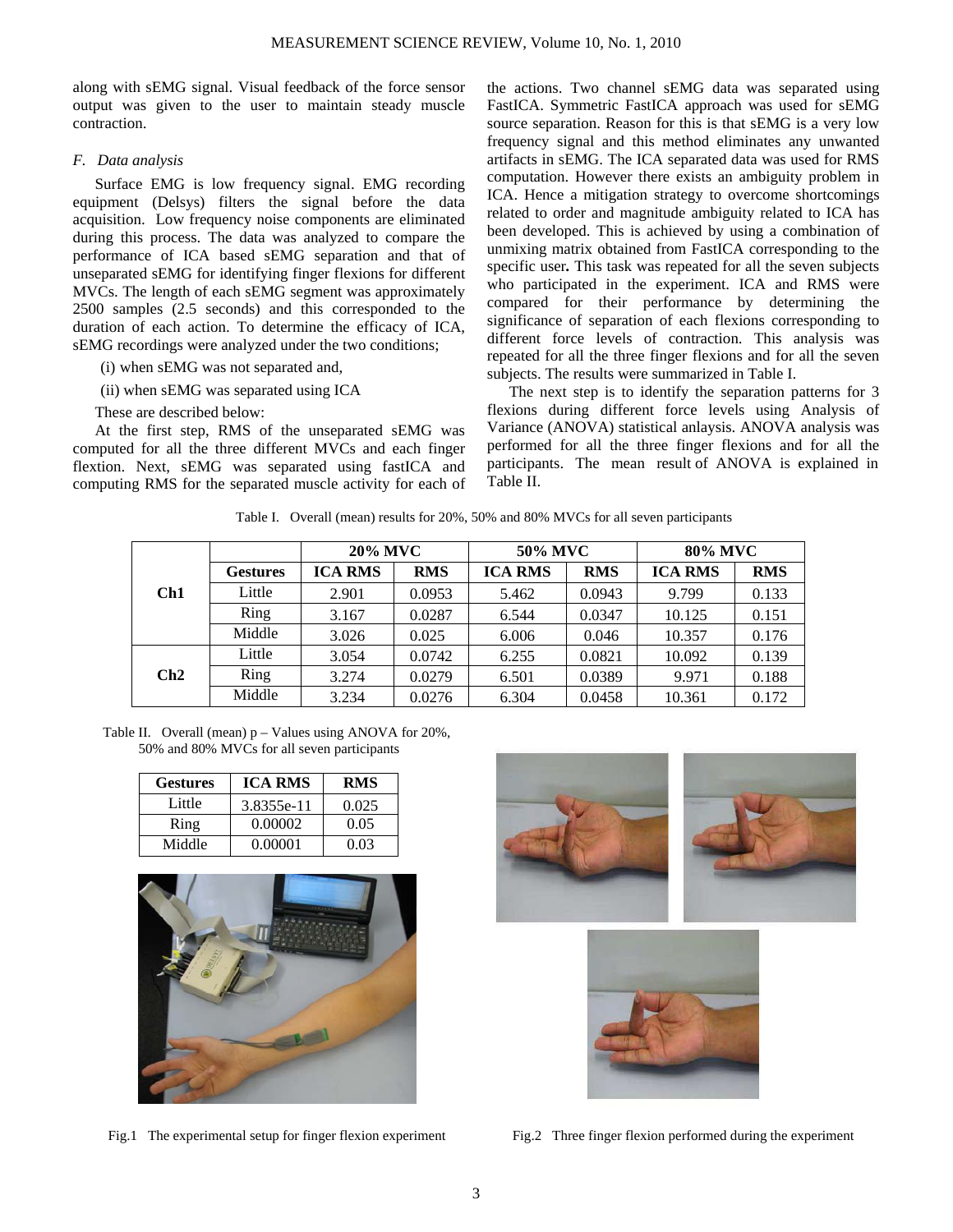along with sEMG signal. Visual feedback of the force sensor output was given to the user to maintain steady muscle contraction.

### *F. Data analysis*

Surface EMG is low frequency signal. EMG recording equipment (Delsys) filters the signal before the data acquisition. Low frequency noise components are eliminated during this process. The data was analyzed to compare the performance of ICA based sEMG separation and that of unseparated sEMG for identifying finger flexions for different MVCs. The length of each sEMG segment was approximately 2500 samples (2.5 seconds) and this corresponded to the duration of each action. To determine the efficacy of ICA, sEMG recordings were analyzed under the two conditions;

(i) when sEMG was not separated and,

(ii) when sEMG was separated using ICA

These are described below:

At the first step, RMS of the unseparated sEMG was computed for all the three different MVCs and each finger flexion. Next, sEMG was separated using fastICA and computing RMS for the separated muscle activity for each of the actions. Two channel sEMG data was separated using FastICA. Symmetric FastICA approach was used for sEMG source separation. Reason for this is that sEMG is a very low frequency signal and this method eliminates any unwanted artifacts in sEMG. The ICA separated data was used for RMS computation. However there exists an ambiguity problem in ICA. Hence a mitigation strategy to overcome shortcomings related to order and magnitude ambiguity related to ICA has been developed. This is achieved by using a combination of unmixing matrix obtained from FastICA corresponding to the specific user**.** This task was repeated for all the seven subjects who participated in the experiment. ICA and RMS were compared for their performance by determining the significance of separation of each flexions corresponding to different force levels of contraction. This analysis was repeated for all the three finger flexions and for all the seven subjects. The results were summarized in Table I.

The next step is to identify the separation patterns for 3 flexions during different force levels using Analysis of Variance (ANOVA) statistical anlaysis. ANOVA analysis was performed for all the three finger flexions and for all the participants. The mean result of ANOVA is explained in Table II.

Table I. Overall (mean) results for 20%, 50% and 80% MVCs for all seven participants

| | | 20% MVC | | 50% MVC | | 80% MVC | |
|---|---|---|---|---|---|---|---|
| | **Gestures** | **ICA RMS** | **RMS** | **ICA RMS** | **RMS** | **ICA RMS** | **RMS** |
| **Ch1** | Little | 2.901 | 0.0953 | 5.462 | 0.0943 | 9.799 | 0.133 |
| | Ring | 3.167 | 0.0287 | 6.544 | 0.0347 | 10.125 | 0.151 |
| | Middle | 3.026 | 0.025 | 6.006 | 0.046 | 10.357 | 0.176 |
| **Ch2** | Little | 3.054 | 0.0742 | 6.255 | 0.0821 | 10.092 | 0.139 |
| | Ring | 3.274 | 0.0279 | 6.501 | 0.0389 | 9.971 | 0.188 |
| | Middle | 3.234 | 0.0276 | 6.304 | 0.0458 | 10.361 | 0.172 |

Table II. Overall (mean) p – Values using ANOVA for 20%, 50% and 80% MVCs for all seven participants

| Gestures | ICA RMS | RMS |
|---|---|---|
| Little | 3.8355e-11 | 0.025 |
| Ring | 0.00002 | 0.05 |
| Middle | 0.00001 | 0.03 |

Fig.1 The experimental setup for finger flexion experiment

Fig.2 Three finger flexion performed during the experiment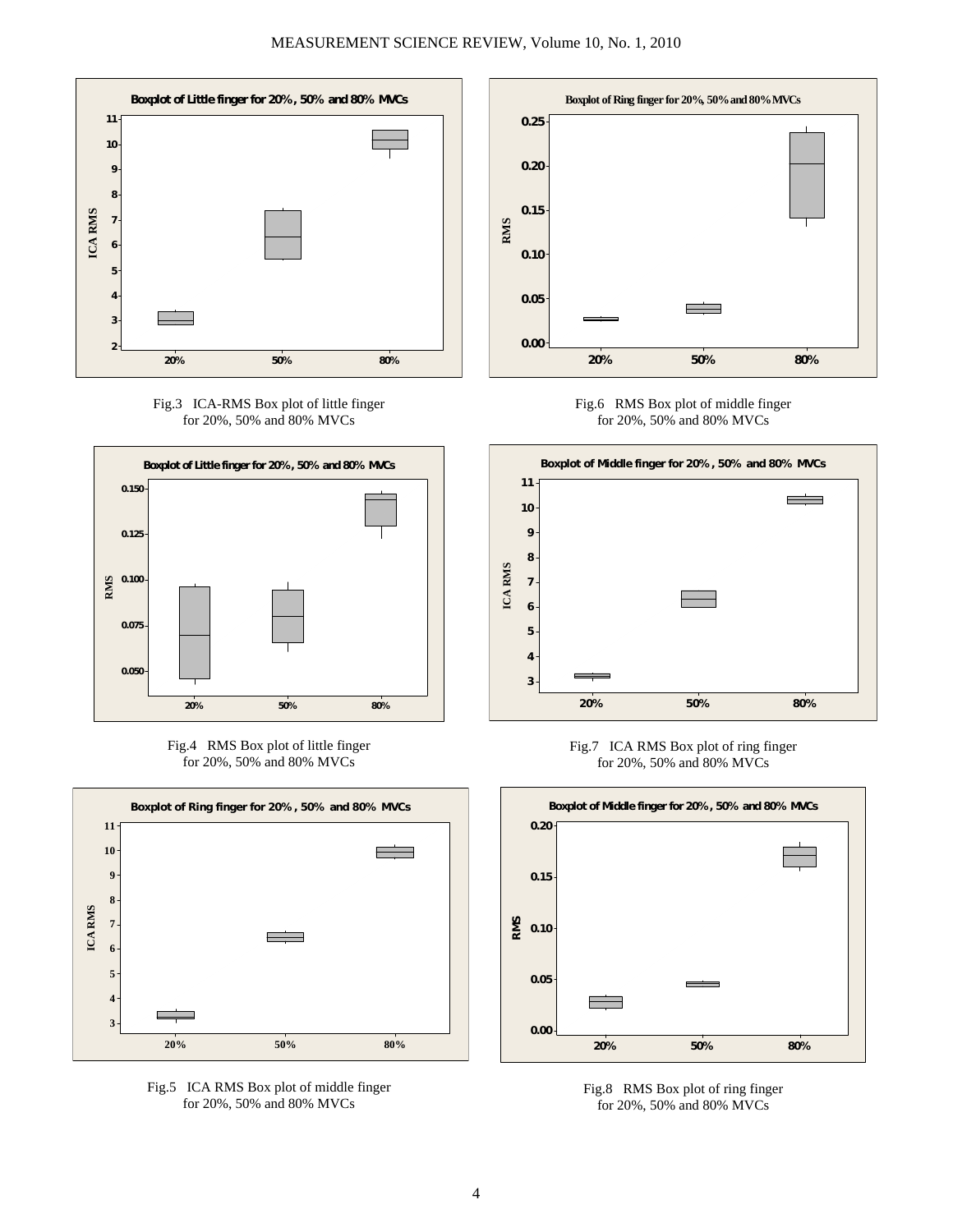Fig.3 ICA-RMS Box plot of little finger for 20%, 50% and 80% MVCs

Fig.4 RMS Box plot of little finger for 20%, 50% and 80% MVCs

Fig.5 ICA RMS Box plot of middle finger for 20%, 50% and 80% MVCs

Fig.6 RMS Box plot of middle finger for 20%, 50% and 80% MVCs

Fig.7 ICA RMS Box plot of ring finger for 20%, 50% and 80% MVCs

Fig.8 RMS Box plot of ring finger for 20%, 50% and 80% MVCs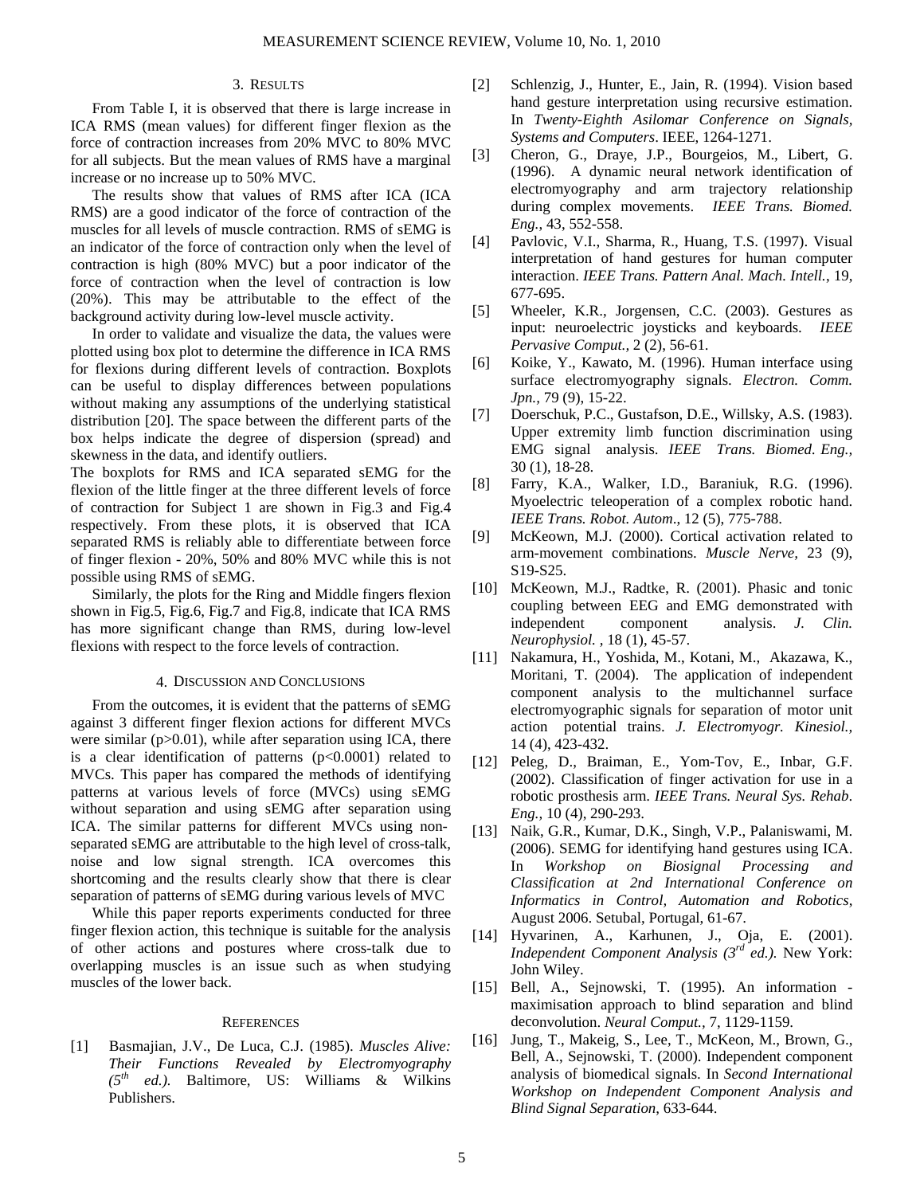## 3. RESULTS

From Table I, it is observed that there is large increase in ICA RMS (mean values) for different finger flexion as the force of contraction increases from 20% MVC to 80% MVC for all subjects. But the mean values of RMS have a marginal increase or no increase up to 50% MVC.

The results show that values of RMS after ICA (ICA RMS) are a good indicator of the force of contraction of the muscles for all levels of muscle contraction. RMS of sEMG is an indicator of the force of contraction only when the level of contraction is high (80% MVC) but a poor indicator of the force of contraction when the level of contraction is low (20%). This may be attributable to the effect of the background activity during low-level muscle activity.

In order to validate and visualize the data, the values were plotted using box plot to determine the difference in ICA RMS for flexions during different levels of contraction. Boxplots can be useful to display differences between populations without making any assumptions of the underlying statistical distribution [20]. The space between the different parts of the box helps indicate the degree of dispersion (spread) and skewness in the data, and identify outliers.

The boxplots for RMS and ICA separated sEMG for the flexion of the little finger at the three different levels of force of contraction for Subject 1 are shown in Fig.3 and Fig.4 respectively. From these plots, it is observed that ICA separated RMS is reliably able to differentiate between force of finger flexion - 20%, 50% and 80% MVC while this is not possible using RMS of sEMG.

Similarly, the plots for the Ring and Middle fingers flexion shown in Fig.5, Fig.6, Fig.7 and Fig.8, indicate that ICA RMS has more significant change than RMS, during low-level flexions with respect to the force levels of contraction.

## 4. DISCUSSION AND CONCLUSIONS

From the outcomes, it is evident that the patterns of sEMG against 3 different finger flexion actions for different MVCs were similar ($p>0.01$), while after separation using ICA, there is a clear identification of patterns ($p<0.0001$) related to MVCs. This paper has compared the methods of identifying patterns at various levels of force (MVCs) using sEMG without separation and using sEMG after separation using ICA. The similar patterns for different MVCs using non-separated sEMG are attributable to the high level of cross-talk, noise and low signal strength. ICA overcomes this shortcoming and the results clearly show that there is clear separation of patterns of sEMG during various levels of MVC

While this paper reports experiments conducted for three finger flexion action, this technique is suitable for the analysis of other actions and postures where cross-talk due to overlapping muscles is an issue such as when studying muscles of the lower back.

## REFERENCES

[1] Basmajian, J.V., De Luca, C.J. (1985). *Muscles Alive: Their Functions Revealed by Electromyography (5th ed.).* Baltimore, US: Williams & Wilkins Publishers.

[2] Schlenzig, J., Hunter, E., Jain, R. (1994). Vision based hand gesture interpretation using recursive estimation. In *Twenty-Eighth Asilomar Conference on Signals, Systems and Computers*. IEEE, 1264-1271.

[3] Cheron, G., Draye, J.P., Bourgeios, M., Libert, G. (1996). A dynamic neural network identification of electromyography and arm trajectory relationship during complex movements. *IEEE Trans. Biomed. Eng.*, 43, 552-558.

[4] Pavlovic, V.I., Sharma, R., Huang, T.S. (1997). Visual interpretation of hand gestures for human computer interaction. *IEEE Trans. Pattern Anal. Mach. Intell.*, 19, 677-695.

[5] Wheeler, K.R., Jorgensen, C.C. (2003). Gestures as input: neuroelectric joysticks and keyboards. *IEEE Pervasive Comput.*, 2 (2), 56-61.

[6] Koike, Y., Kawato, M. (1996). Human interface using surface electromyography signals. *Electron. Comm. Jpn.*, 79 (9), 15-22.

[7] Doerschuk, P.C., Gustafson, D.E., Willsky, A.S. (1983). Upper extremity limb function discrimination using EMG signal analysis. *IEEE Trans. Biomed. Eng.*, 30 (1), 18-28.

[8] Farry, K.A., Walker, I.D., Baraniuk, R.G. (1996). Myoelectric teleoperation of a complex robotic hand. *IEEE Trans. Robot. Autom*., 12 (5), 775-788.

[9] McKeown, M.J. (2000). Cortical activation related to arm-movement combinations. *Muscle Nerve*, 23 (9), S19-S25.

[10] McKeown, M.J., Radtke, R. (2001). Phasic and tonic coupling between EEG and EMG demonstrated with independent component analysis. *J. Clin. Neurophysiol.* , 18 (1), 45-57.

[11] Nakamura, H., Yoshida, M., Kotani, M., Akazawa, K., Moritani, T. (2004). The application of independent component analysis to the multichannel surface electromyographic signals for separation of motor unit action potential trains. *J. Electromyogr. Kinesiol.*, 14 (4), 423-432.

[12] Peleg, D., Braiman, E., Yom-Tov, E., Inbar, G.F. (2002). Classification of finger activation for use in a robotic prosthesis arm. *IEEE Trans. Neural Sys. Rehab. Eng.*, 10 (4), 290-293.

[13] Naik, G.R., Kumar, D.K., Singh, V.P., Palaniswami, M. (2006). SEMG for identifying hand gestures using ICA. In *Workshop on Biosignal Processing and Classification at 2nd International Conference on Informatics in Control, Automation and Robotics*, August 2006. Setubal, Portugal, 61-67.

[14] Hyvarinen, A., Karhunen, J., Oja, E. (2001). *Independent Component Analysis (3rd ed.).* New York: John Wiley.

[15] Bell, A., Sejnowski, T. (1995). An information - maximisation approach to blind separation and blind deconvolution. *Neural Comput.*, 7, 1129-1159.

[16] Jung, T., Makeig, S., Lee, T., McKeon, M., Brown, G., Bell, A., Sejnowski, T. (2000). Independent component analysis of biomedical signals. In *Second International Workshop on Independent Component Analysis and Blind Signal Separation*, 633-644.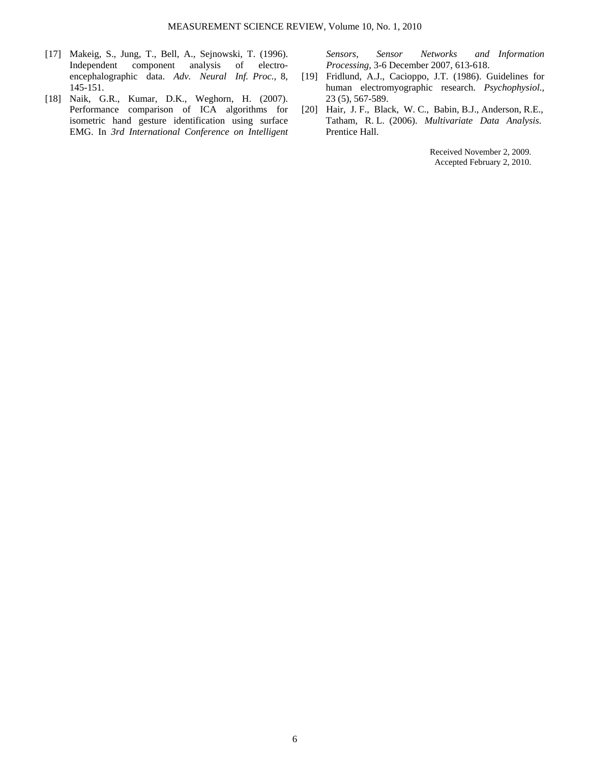[17] Makeig, S., Jung, T., Bell, A., Sejnowski, T. (1996). Independent component analysis of electro-encephalographic data. *Adv. Neural Inf. Proc.*, 8, 145-151.

[18] Naik, G.R., Kumar, D.K., Weghorn, H. (2007). Performance comparison of ICA algorithms for isometric hand gesture identification using surface EMG. In *3rd International Conference on Intelligent Sensors, Sensor Networks and Information Processing*, 3-6 December 2007, 613-618.

[19] Fridlund, A.J., Cacioppo, J.T. (1986). Guidelines for human electromyographic research. *Psychophysiol.*, 23 (5), 567-589.

[20] Hair, J. F., Black, W. C., Babin, B.J., Anderson, R.E., Tatham, R. L. (2006). *Multivariate Data Analysis.* Prentice Hall.

Received November 2, 2009.
Accepted February 2, 2010.